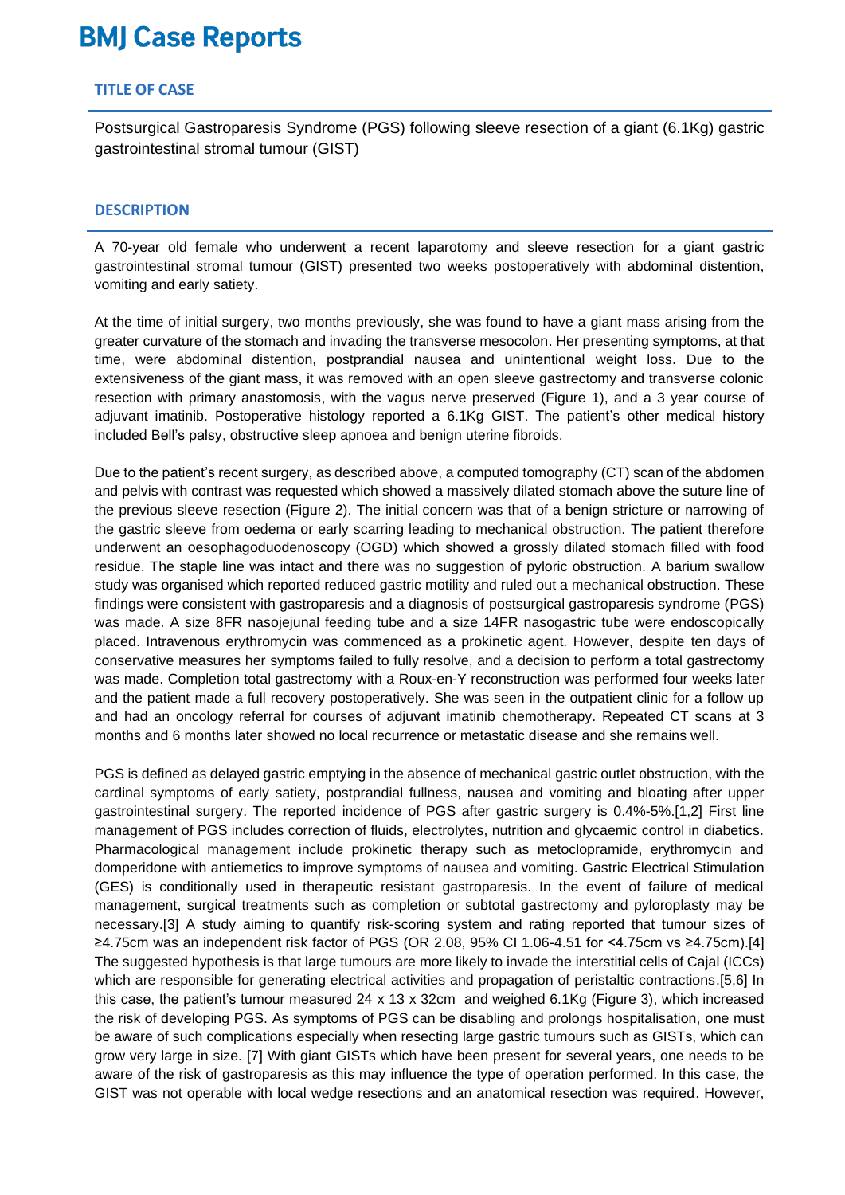# BMJ Case Reports

## TITLE OF CASE

Postsurgical Gastroparesis Syndrome (PGS) following sleeve resection of a giant (6.1Kg) gastric gastrointestinal stromal tumour (GIST)

## DESCRIPTION

A 70-year old female who underwent a recent laparotomy and sleeve resection for a giant gastric gastrointestinal stromal tumour (GIST) presented two weeks postoperatively with abdominal distention, vomiting and early satiety.

At the time of initial surgery, two months previously, she was found to have a giant mass arising from the greater curvature of the stomach and invading the transverse mesocolon. Her presenting symptoms, at that time, were abdominal distention, postprandial nausea and unintentional weight loss. Due to the extensiveness of the giant mass, it was removed with an open sleeve gastrectomy and transverse colonic resection with primary anastomosis, with the vagus nerve preserved (Figure 1), and a 3 year course of adjuvant imatinib. Postoperative histology reported a 6.1Kg GIST. The patient's other medical history included Bell's palsy, obstructive sleep apnoea and benign uterine fibroids.

Due to the patient's recent surgery, as described above, a computed tomography (CT) scan of the abdomen and pelvis with contrast was requested which showed a massively dilated stomach above the suture line of the previous sleeve resection (Figure 2). The initial concern was that of a benign stricture or narrowing of the gastric sleeve from oedema or early scarring leading to mechanical obstruction. The patient therefore underwent an oesophagoduodenoscopy (OGD) which showed a grossly dilated stomach filled with food residue. The staple line was intact and there was no suggestion of pyloric obstruction. A barium swallow study was organised which reported reduced gastric motility and ruled out a mechanical obstruction. These findings were consistent with gastroparesis and a diagnosis of postsurgical gastroparesis syndrome (PGS) was made. A size 8FR nasojejunal feeding tube and a size 14FR nasogastric tube were endoscopically placed. Intravenous erythromycin was commenced as a prokinetic agent. However, despite ten days of conservative measures her symptoms failed to fully resolve, and a decision to perform a total gastrectomy was made. Completion total gastrectomy with a Roux-en-Y reconstruction was performed four weeks later and the patient made a full recovery postoperatively. She was seen in the outpatient clinic for a follow up and had an oncology referral for courses of adjuvant imatinib chemotherapy. Repeated CT scans at 3 months and 6 months later showed no local recurrence or metastatic disease and she remains well.

PGS is defined as delayed gastric emptying in the absence of mechanical gastric outlet obstruction, with the cardinal symptoms of early satiety, postprandial fullness, nausea and vomiting and bloating after upper gastrointestinal surgery. The reported incidence of PGS after gastric surgery is 0.4%-5%.[1,2] First line management of PGS includes correction of fluids, electrolytes, nutrition and glycaemic control in diabetics. Pharmacological management include prokinetic therapy such as metoclopramide, erythromycin and domperidone with antiemetics to improve symptoms of nausea and vomiting. Gastric Electrical Stimulation (GES) is conditionally used in therapeutic resistant gastroparesis. In the event of failure of medical management, surgical treatments such as completion or subtotal gastrectomy and pyloroplasty may be necessary.[3] A study aiming to quantify risk-scoring system and rating reported that tumour sizes of ≥4.75cm was an independent risk factor of PGS (OR 2.08, 95% CI 1.06-4.51 for <4.75cm vs ≥4.75cm).[4] The suggested hypothesis is that large tumours are more likely to invade the interstitial cells of Cajal (ICCs) which are responsible for generating electrical activities and propagation of peristaltic contractions.[5,6] In this case, the patient's tumour measured 24 x 13 x 32cm and weighed 6.1Kg (Figure 3), which increased the risk of developing PGS. As symptoms of PGS can be disabling and prolongs hospitalisation, one must be aware of such complications especially when resecting large gastric tumours such as GISTs, which can grow very large in size. [7] With giant GISTs which have been present for several years, one needs to be aware of the risk of gastroparesis as this may influence the type of operation performed. In this case, the GIST was not operable with local wedge resections and an anatomical resection was required. However,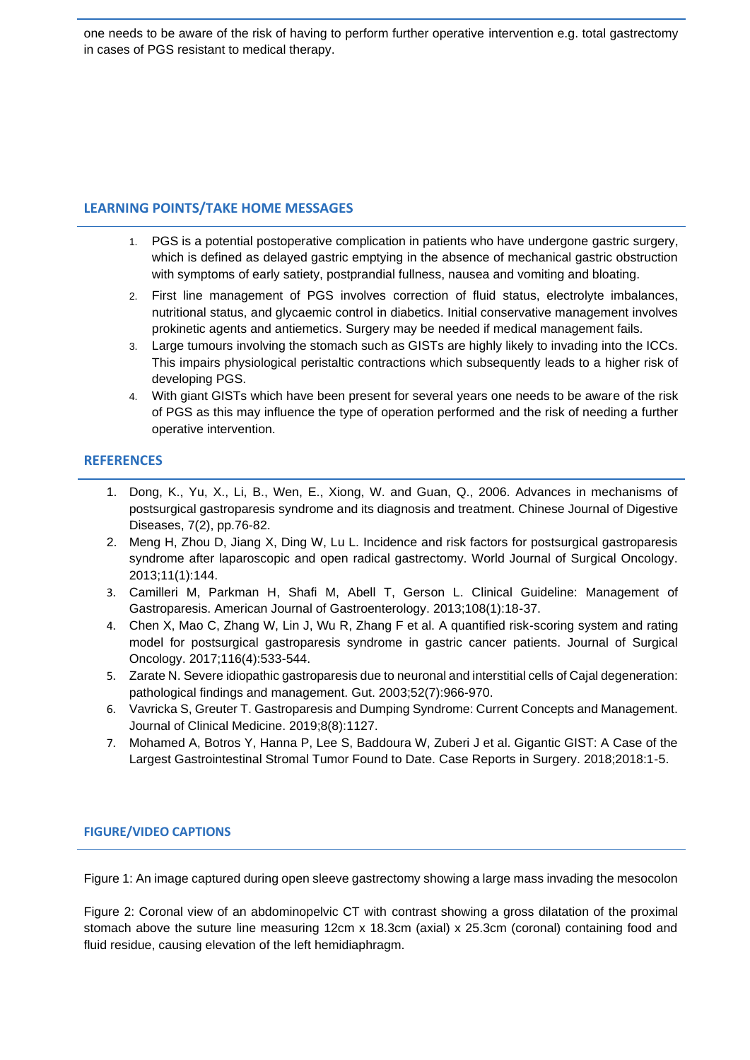one needs to be aware of the risk of having to perform further operative intervention e.g. total gastrectomy in cases of PGS resistant to medical therapy.

## LEARNING POINTS/TAKE HOME MESSAGES

1. PGS is a potential postoperative complication in patients who have undergone gastric surgery, which is defined as delayed gastric emptying in the absence of mechanical gastric obstruction with symptoms of early satiety, postprandial fullness, nausea and vomiting and bloating.
2. First line management of PGS involves correction of fluid status, electrolyte imbalances, nutritional status, and glycaemic control in diabetics. Initial conservative management involves prokinetic agents and antiemetics. Surgery may be needed if medical management fails.
3. Large tumours involving the stomach such as GISTs are highly likely to invading into the ICCs. This impairs physiological peristaltic contractions which subsequently leads to a higher risk of developing PGS.
4. With giant GISTs which have been present for several years one needs to be aware of the risk of PGS as this may influence the type of operation performed and the risk of needing a further operative intervention.

## REFERENCES

1. Dong, K., Yu, X., Li, B., Wen, E., Xiong, W. and Guan, Q., 2006. Advances in mechanisms of postsurgical gastroparesis syndrome and its diagnosis and treatment. Chinese Journal of Digestive Diseases, 7(2), pp.76-82.
2. Meng H, Zhou D, Jiang X, Ding W, Lu L. Incidence and risk factors for postsurgical gastroparesis syndrome after laparoscopic and open radical gastrectomy. World Journal of Surgical Oncology. 2013;11(1):144.
3. Camilleri M, Parkman H, Shafi M, Abell T, Gerson L. Clinical Guideline: Management of Gastroparesis. American Journal of Gastroenterology. 2013;108(1):18-37.
4. Chen X, Mao C, Zhang W, Lin J, Wu R, Zhang F et al. A quantified risk-scoring system and rating model for postsurgical gastroparesis syndrome in gastric cancer patients. Journal of Surgical Oncology. 2017;116(4):533-544.
5. Zarate N. Severe idiopathic gastroparesis due to neuronal and interstitial cells of Cajal degeneration: pathological findings and management. Gut. 2003;52(7):966-970.
6. Vavricka S, Greuter T. Gastroparesis and Dumping Syndrome: Current Concepts and Management. Journal of Clinical Medicine. 2019;8(8):1127.
7. Mohamed A, Botros Y, Hanna P, Lee S, Baddoura W, Zuberi J et al. Gigantic GIST: A Case of the Largest Gastrointestinal Stromal Tumor Found to Date. Case Reports in Surgery. 2018;2018:1-5.

## FIGURE/VIDEO CAPTIONS

Figure 1: An image captured during open sleeve gastrectomy showing a large mass invading the mesocolon

Figure 2: Coronal view of an abdominopelvic CT with contrast showing a gross dilatation of the proximal stomach above the suture line measuring 12cm x 18.3cm (axial) x 25.3cm (coronal) containing food and fluid residue, causing elevation of the left hemidiaphragm.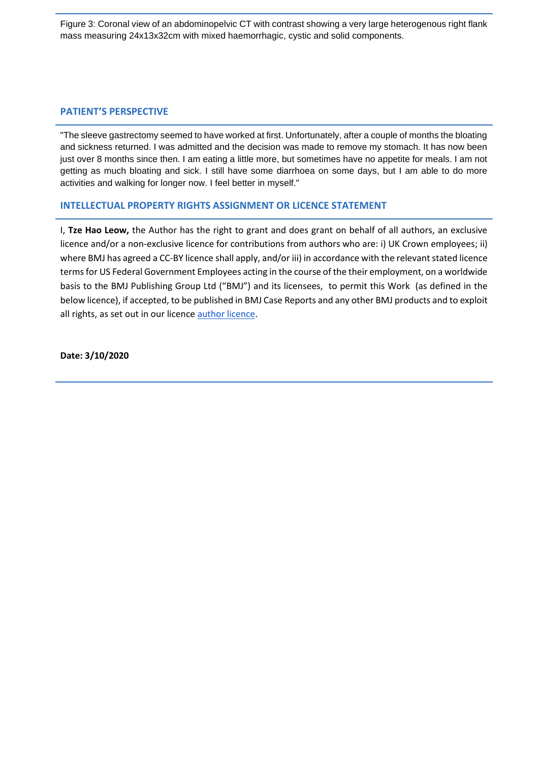Figure 3: Coronal view of an abdominopelvic CT with contrast showing a very large heterogenous right flank mass measuring 24x13x32cm with mixed haemorrhagic, cystic and solid components.

## PATIENT'S PERSPECTIVE

"The sleeve gastrectomy seemed to have worked at first. Unfortunately, after a couple of months the bloating and sickness returned. I was admitted and the decision was made to remove my stomach. It has now been just over 8 months since then. I am eating a little more, but sometimes have no appetite for meals. I am not getting as much bloating and sick. I still have some diarrhoea on some days, but I am able to do more activities and walking for longer now. I feel better in myself."

## INTELLECTUAL PROPERTY RIGHTS ASSIGNMENT OR LICENCE STATEMENT

I, **Tze Hao Leow,** the Author has the right to grant and does grant on behalf of all authors, an exclusive licence and/or a non-exclusive licence for contributions from authors who are: i) UK Crown employees; ii) where BMJ has agreed a CC-BY licence shall apply, and/or iii) in accordance with the relevant stated licence terms for US Federal Government Employees acting in the course of the their employment, on a worldwide basis to the BMJ Publishing Group Ltd ("BMJ") and its licensees, to permit this Work (as defined in the below licence), if accepted, to be published in BMJ Case Reports and any other BMJ products and to exploit all rights, as set out in our licence author licence.

**Date: 3/10/2020**